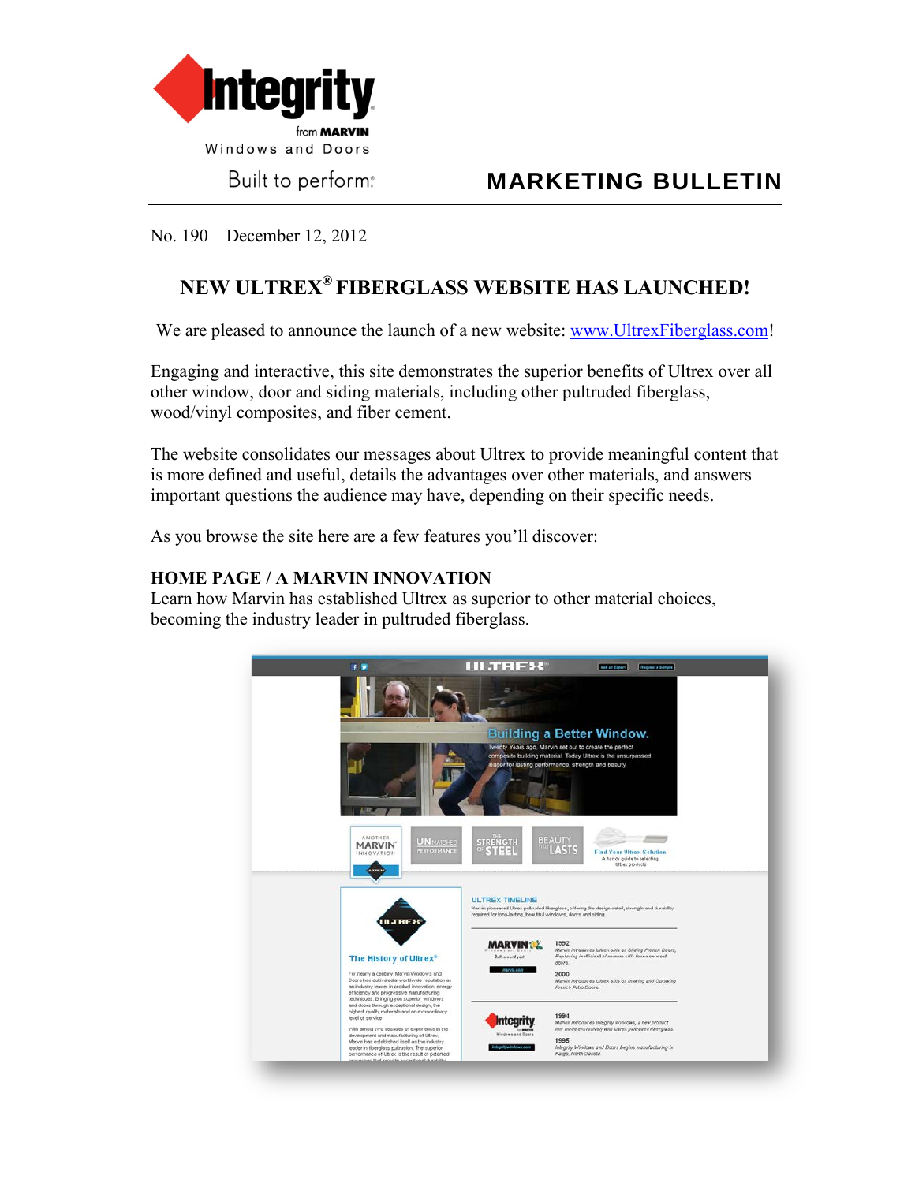Integrity from MARVIN Windows and Doors

Built to perform.

# MARKETING BULLETIN

No. 190 – December 12, 2012

## NEW ULTREX® FIBERGLASS WEBSITE HAS LAUNCHED!

We are pleased to announce the launch of a new website: www.UltrexFiberglass.com!

Engaging and interactive, this site demonstrates the superior benefits of Ultrex over all other window, door and siding materials, including other pultruded fiberglass, wood/vinyl composites, and fiber cement.

The website consolidates our messages about Ultrex to provide meaningful content that is more defined and useful, details the advantages over other materials, and answers important questions the audience may have, depending on their specific needs.

As you browse the site here are a few features you'll discover:

### HOME PAGE / A MARVIN INNOVATION

Learn how Marvin has established Ultrex as superior to other material choices, becoming the industry leader in pultruded fiberglass.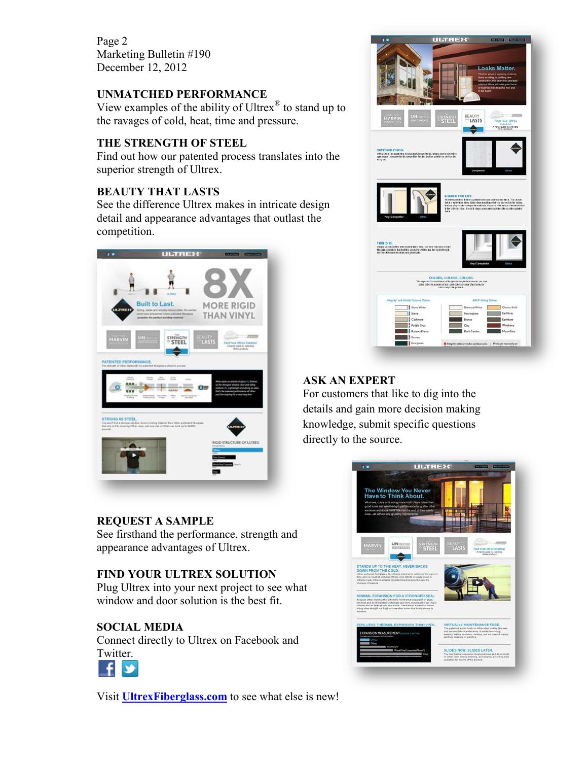Page 2
Marketing Bulletin #190
December 12, 2012

## UNMATCHED PERFORMANCE

View examples of the ability of Ultrex® to stand up to the ravages of cold, heat, time and pressure.

## THE STRENGTH OF STEEL

Find out how our patented process translates into the superior strength of Ultrex.

## BEAUTY THAT LASTS

See the difference Ultrex makes in intricate design detail and appearance advantages that outlast the competition.

## ASK AN EXPERT

For customers that like to dig into the details and gain more decision making knowledge, submit specific questions directly to the source.

## REQUEST A SAMPLE

See firsthand the performance, strength and appearance advantages of Ultrex.

## FIND YOUR ULTREX SOLUTION

Plug Ultrex into your next project to see what window and door solution is the best fit.

## SOCIAL MEDIA

Connect directly to Ultrex on Facebook and Twitter.

Visit [UltrexFiberglass.com](http://UltrexFiberglass.com) to see what else is new!